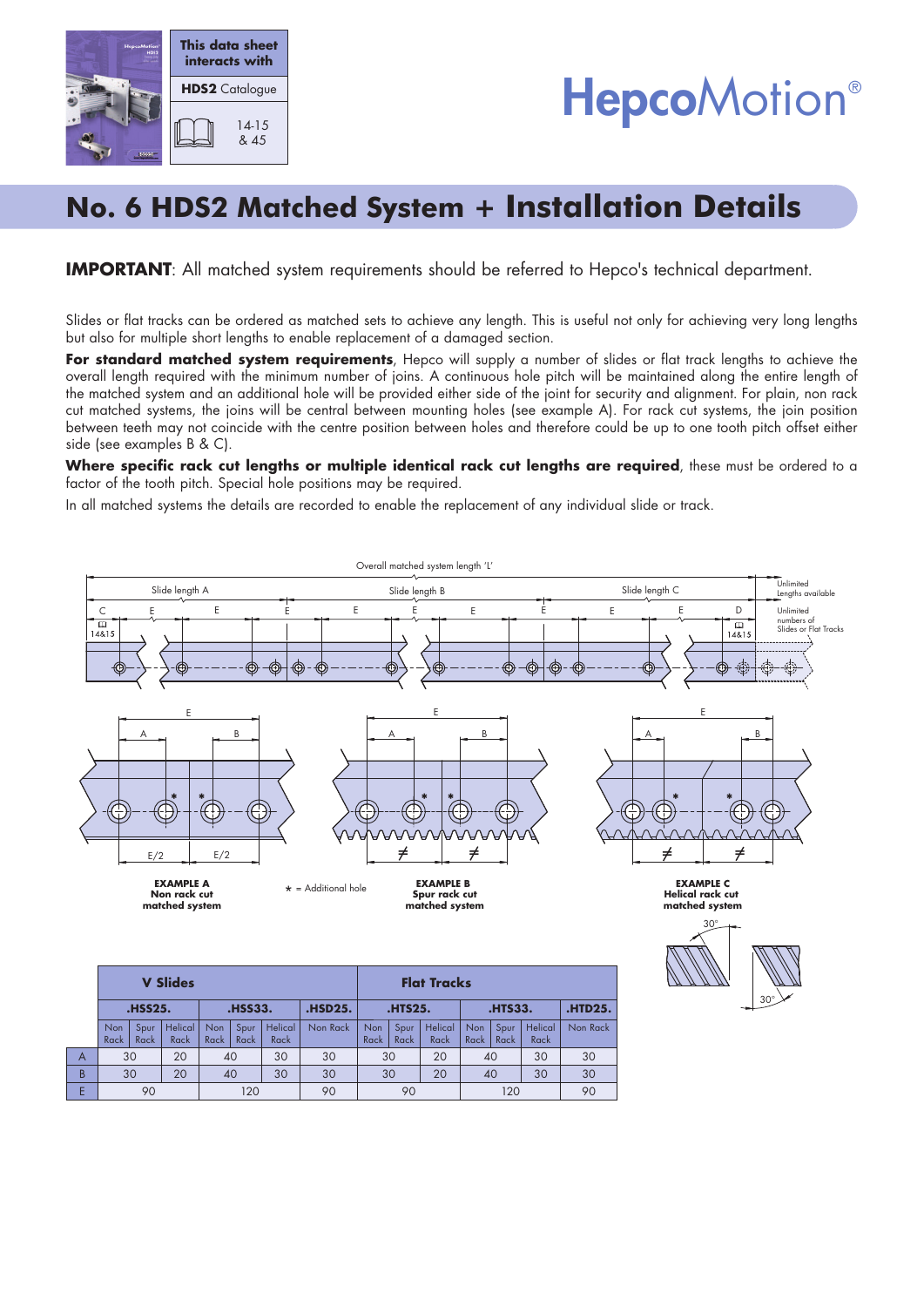This data sheet interacts with

**HDS2** Catalogue

14-15 & 45

# HepcoMotion®

## No. 6 HDS2 Matched System + Installation Details

**IMPORTANT**: All matched system requirements should be referred to Hepco's technical department.

Slides or flat tracks can be ordered as matched sets to achieve any length. This is useful not only for achieving very long lengths but also for multiple short lengths to enable replacement of a damaged section.

**For standard matched system requirements**, Hepco will supply a number of slides or flat track lengths to achieve the overall length required with the minimum number of joins. A continuous hole pitch will be maintained along the entire length of the matched system and an additional hole will be provided either side of the joint for security and alignment. For plain, non rack cut matched systems, the joins will be central between mounting holes (see example A). For rack cut systems, the join position between teeth may not coincide with the centre position between holes and therefore could be up to one tooth pitch offset either side (see examples B & C).

**Where specific rack cut lengths or multiple identical rack cut lengths are required**, these must be ordered to a factor of the tooth pitch. Special hole positions may be required.

In all matched systems the details are recorded to enable the replacement of any individual slide or track.

Overall matched system length 'L'

Slide length A — Slide length B — Slide length C

Unlimited Lengths available

Unlimited numbers of Slides or Flat Tracks

C, E, E, E, E, E, E, E, E, D — 14&15

**EXAMPLE A**
**Non rack cut matched system**

★ = Additional hole

**EXAMPLE B**
**Spur rack cut matched system**

**EXAMPLE C**
**Helical rack cut matched system**

30° — 30°

| | V Slides | | | | | | | | Flat Tracks | | | | | | | |
|---|---|---|---|---|---|---|---|---|---|---|---|---|---|---|---|---|
| | .HSS25. | | | .HSS33. | | | .HSD25. | | .HTS25. | | | .HTS33. | | | .HTD25. |
| | Non Rack | Spur Rack | Helical Rack | Non Rack | Spur Rack | Helical Rack | Non Rack | | Non Rack | Spur Rack | Helical Rack | Non Rack | Spur Rack | Helical Rack | Non Rack |
| A | 30 | | 20 | 40 | | 30 | 30 | | 30 | | 20 | 40 | | 30 | 30 |
| B | 30 | | 20 | 40 | | 30 | 30 | | 30 | | 20 | 40 | | 30 | 30 |
| E | 90 | | | 120 | | | 90 | | 90 | | | 120 | | | 90 |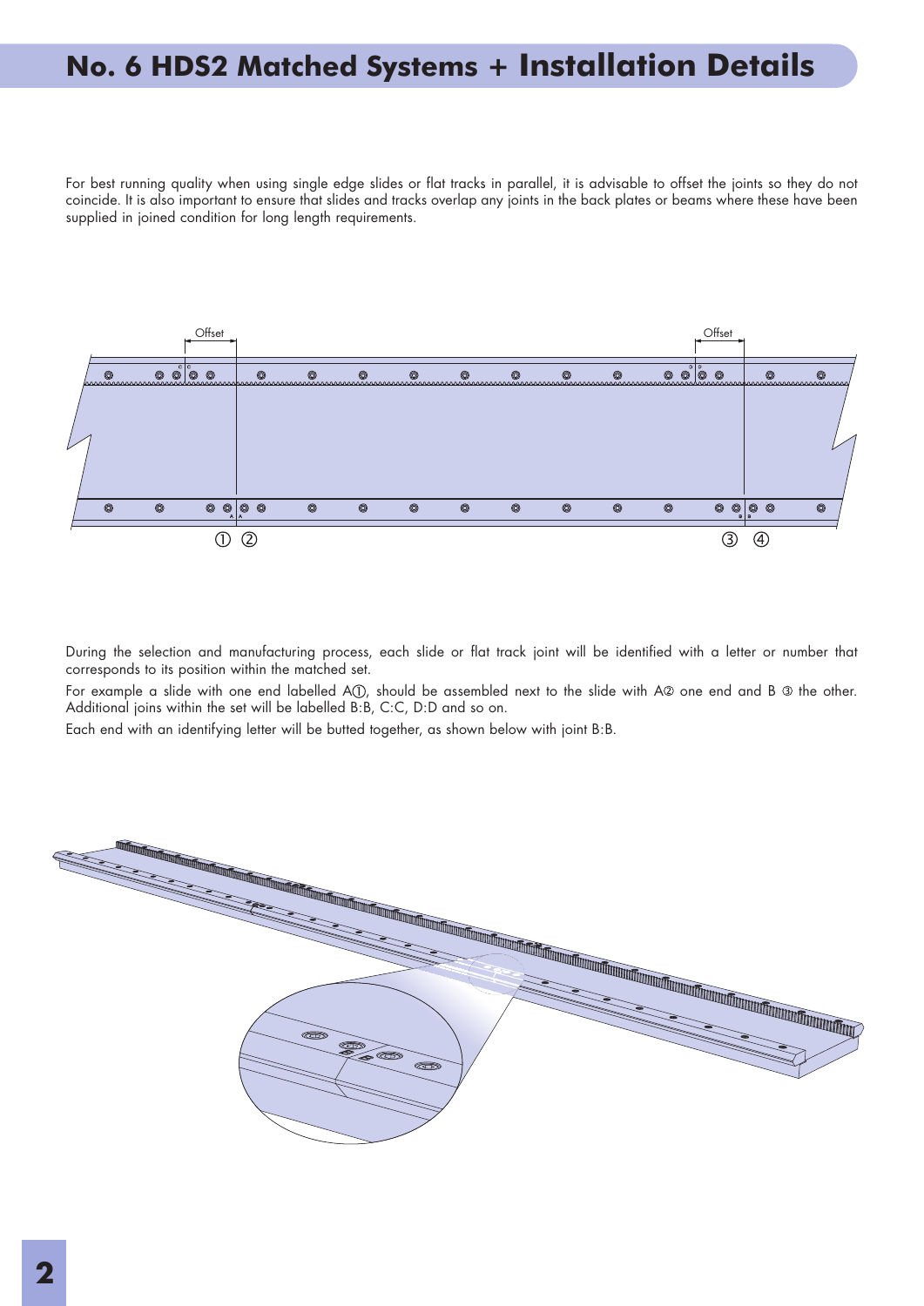# No. 6 HDS2 Matched Systems + Installation Details

For best running quality when using single edge slides or flat tracks in parallel, it is advisable to offset the joints so they do not coincide. It is also important to ensure that slides and tracks overlap any joints in the back plates or beams where these have been supplied in joined condition for long length requirements.

Offset

Offset

① ②

③ ④

During the selection and manufacturing process, each slide or flat track joint will be identified with a letter or number that corresponds to its position within the matched set.

For example a slide with one end labelled A①, should be assembled next to the slide with A② one end and B ③ the other. Additional joins within the set will be labelled B:B, C:C, D:D and so on.

Each end with an identifying letter will be butted together, as shown below with joint B:B.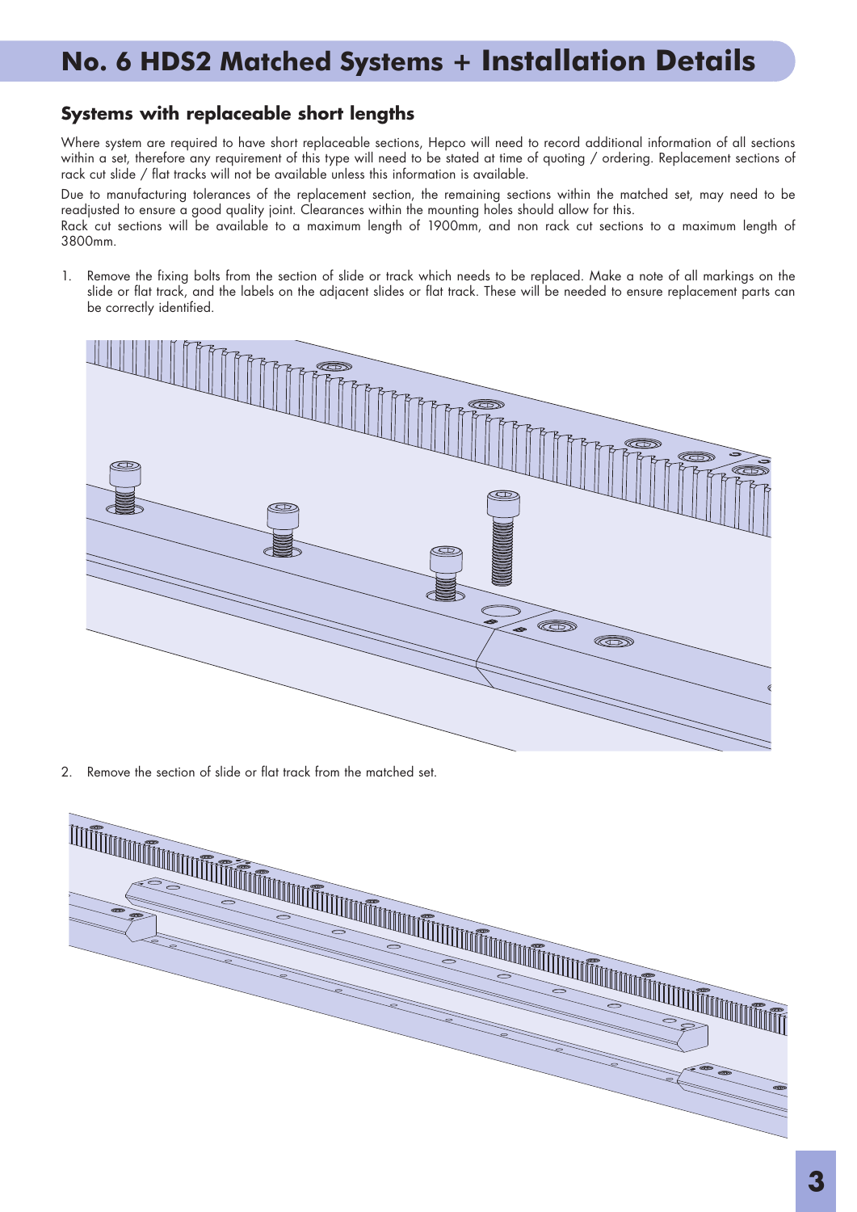# No. 6 HDS2 Matched Systems + Installation Details

## Systems with replaceable short lengths

Where system are required to have short replaceable sections, Hepco will need to record additional information of all sections within a set, therefore any requirement of this type will need to be stated at time of quoting / ordering. Replacement sections of rack cut slide / flat tracks will not be available unless this information is available.

Due to manufacturing tolerances of the replacement section, the remaining sections within the matched set, may need to be readjusted to ensure a good quality joint. Clearances within the mounting holes should allow for this.
Rack cut sections will be available to a maximum length of 1900mm, and non rack cut sections to a maximum length of 3800mm.

1. Remove the fixing bolts from the section of slide or track which needs to be replaced. Make a note of all markings on the slide or flat track, and the labels on the adjacent slides or flat track. These will be needed to ensure replacement parts can be correctly identified.

2. Remove the section of slide or flat track from the matched set.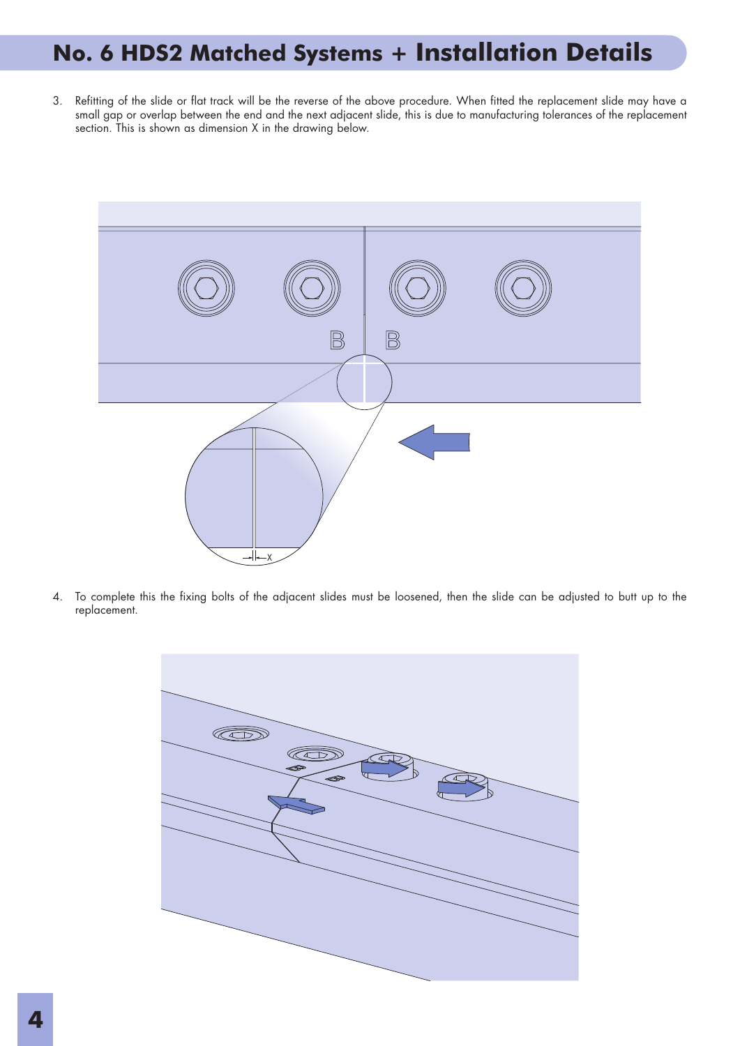# No. 6 HDS2 Matched Systems + Installation Details

3. Refitting of the slide or flat track will be the reverse of the above procedure. When fitted the replacement slide may have a small gap or overlap between the end and the next adjacent slide, this is due to manufacturing tolerances of the replacement section. This is shown as dimension X in the drawing below.

4. To complete this the fixing bolts of the adjacent slides must be loosened, then the slide can be adjusted to butt up to the replacement.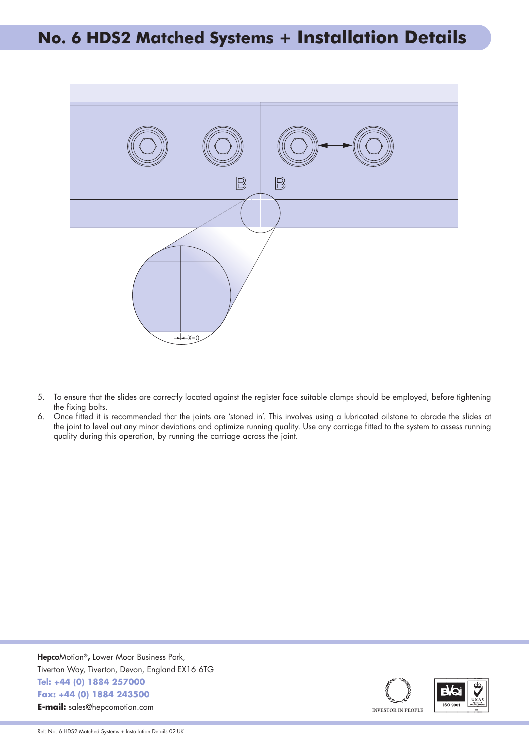# No. 6 HDS2 Matched Systems + Installation Details

B B

X=0

5. To ensure that the slides are correctly located against the register face suitable clamps should be employed, before tightening the fixing bolts.
6. Once fitted it is recommended that the joints are 'stoned in'. This involves using a lubricated oilstone to abrade the slides at the joint to level out any minor deviations and optimize running quality. Use any carriage fitted to the system to assess running quality during this operation, by running the carriage across the joint.

**Hepco**Motion®**,** Lower Moor Business Park,
Tiverton Way, Tiverton, Devon, England EX16 6TG
**Tel: +44 (0) 1884 257000**
**Fax: +44 (0) 1884 243500**
**E-mail:** sales@hepcomotion.com

INVESTOR IN PEOPLE

ISO 9001

Ref: No. 6 HDS2 Matched Systems + Installation Details 02 UK